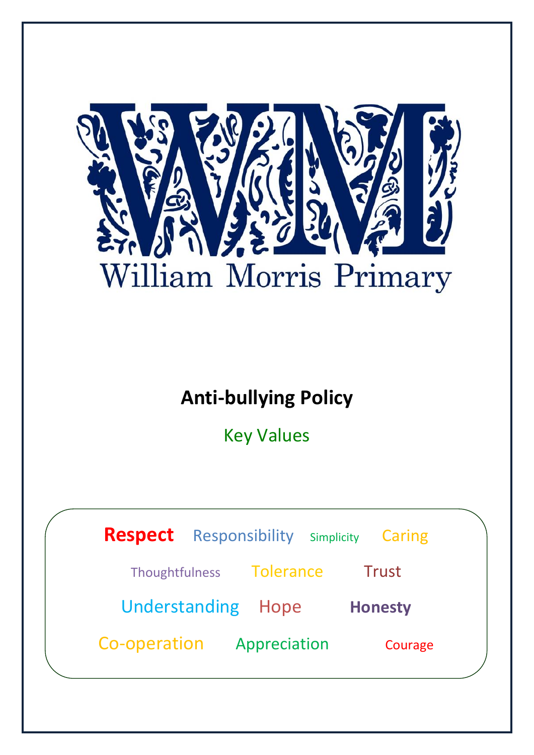William Morris Primary

# Anti-bullying Policy

## Key Values

Respect Responsibility Simplicity Caring

Thoughtfulness Tolerance Trust

Understanding Hope Honesty

Co-operation Appreciation Courage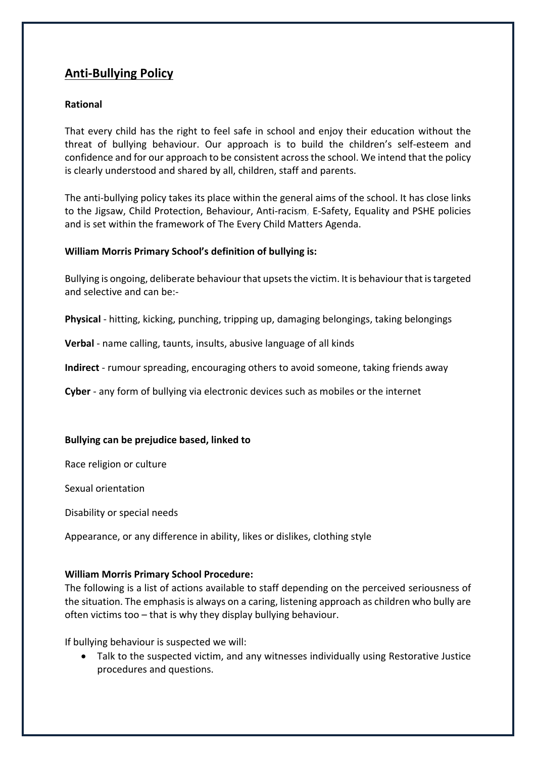## Anti-Bullying Policy

**Rational**

That every child has the right to feel safe in school and enjoy their education without the threat of bullying behaviour. Our approach is to build the children's self-esteem and confidence and for our approach to be consistent across the school. We intend that the policy is clearly understood and shared by all, children, staff and parents.

The anti-bullying policy takes its place within the general aims of the school. It has close links to the Jigsaw, Child Protection, Behaviour, Anti-racism, E-Safety, Equality and PSHE policies and is set within the framework of The Every Child Matters Agenda.

**William Morris Primary School's definition of bullying is:**

Bullying is ongoing, deliberate behaviour that upsets the victim. It is behaviour that is targeted and selective and can be:-

**Physical** - hitting, kicking, punching, tripping up, damaging belongings, taking belongings

**Verbal** - name calling, taunts, insults, abusive language of all kinds

**Indirect** - rumour spreading, encouraging others to avoid someone, taking friends away

**Cyber** - any form of bullying via electronic devices such as mobiles or the internet

**Bullying can be prejudice based, linked to**

Race religion or culture

Sexual orientation

Disability or special needs

Appearance, or any difference in ability, likes or dislikes, clothing style

**William Morris Primary School Procedure:**

The following is a list of actions available to staff depending on the perceived seriousness of the situation. The emphasis is always on a caring, listening approach as children who bully are often victims too – that is why they display bullying behaviour.

If bullying behaviour is suspected we will:

- Talk to the suspected victim, and any witnesses individually using Restorative Justice procedures and questions.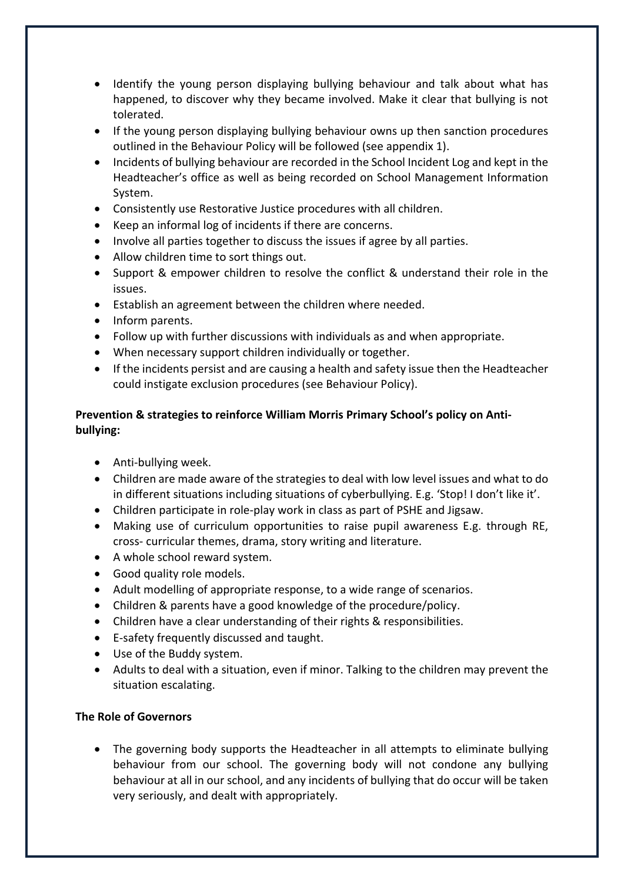- Identify the young person displaying bullying behaviour and talk about what has happened, to discover why they became involved. Make it clear that bullying is not tolerated.
- If the young person displaying bullying behaviour owns up then sanction procedures outlined in the Behaviour Policy will be followed (see appendix 1).
- Incidents of bullying behaviour are recorded in the School Incident Log and kept in the Headteacher's office as well as being recorded on School Management Information System.
- Consistently use Restorative Justice procedures with all children.
- Keep an informal log of incidents if there are concerns.
- Involve all parties together to discuss the issues if agree by all parties.
- Allow children time to sort things out.
- Support & empower children to resolve the conflict & understand their role in the issues.
- Establish an agreement between the children where needed.
- Inform parents.
- Follow up with further discussions with individuals as and when appropriate.
- When necessary support children individually or together.
- If the incidents persist and are causing a health and safety issue then the Headteacher could instigate exclusion procedures (see Behaviour Policy).

**Prevention & strategies to reinforce William Morris Primary School's policy on Anti-bullying:**

- Anti-bullying week.
- Children are made aware of the strategies to deal with low level issues and what to do in different situations including situations of cyberbullying. E.g. 'Stop! I don't like it'.
- Children participate in role-play work in class as part of PSHE and Jigsaw.
- Making use of curriculum opportunities to raise pupil awareness E.g. through RE, cross- curricular themes, drama, story writing and literature.
- A whole school reward system.
- Good quality role models.
- Adult modelling of appropriate response, to a wide range of scenarios.
- Children & parents have a good knowledge of the procedure/policy.
- Children have a clear understanding of their rights & responsibilities.
- E-safety frequently discussed and taught.
- Use of the Buddy system.
- Adults to deal with a situation, even if minor. Talking to the children may prevent the situation escalating.

**The Role of Governors**

- The governing body supports the Headteacher in all attempts to eliminate bullying behaviour from our school. The governing body will not condone any bullying behaviour at all in our school, and any incidents of bullying that do occur will be taken very seriously, and dealt with appropriately.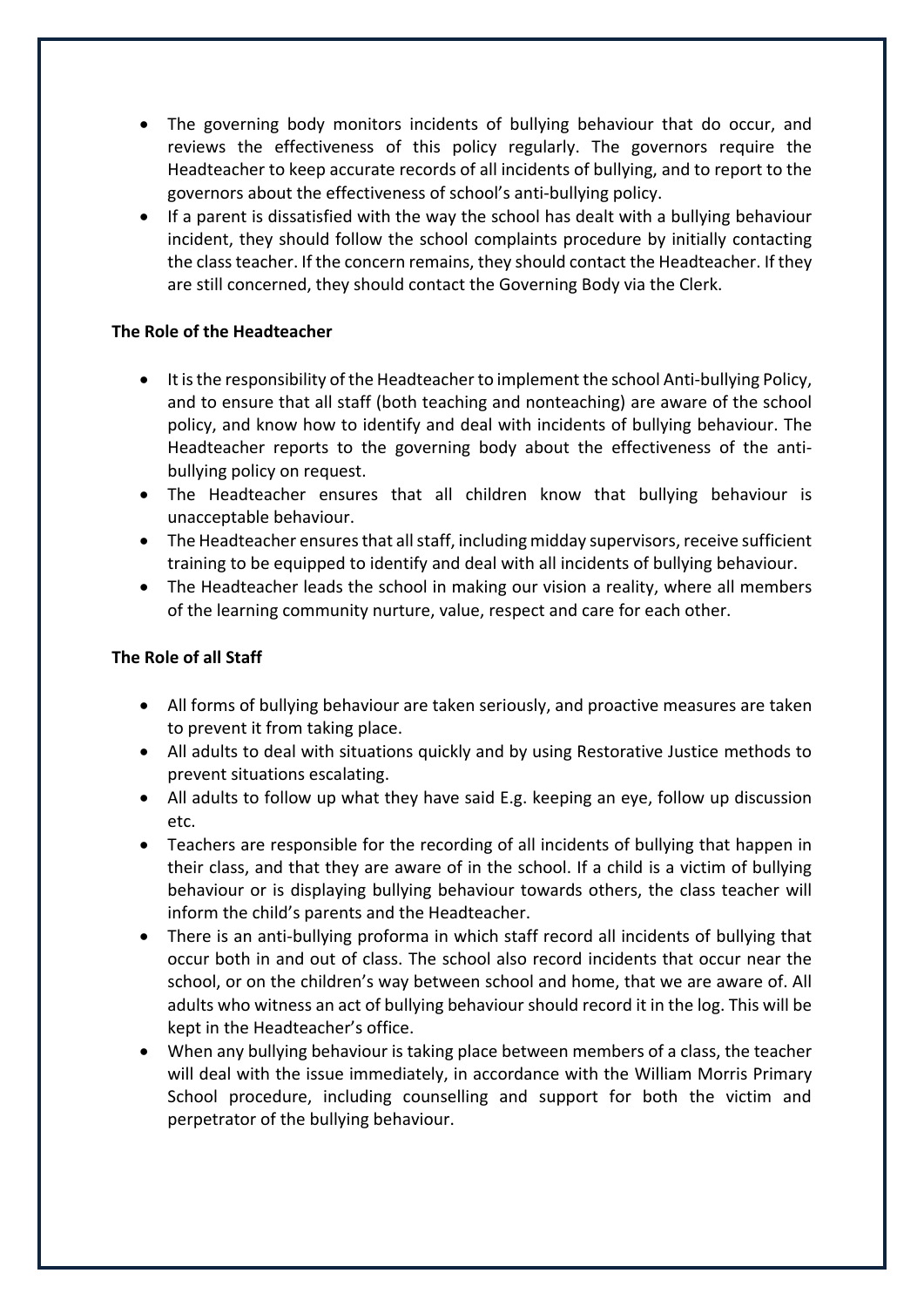- The governing body monitors incidents of bullying behaviour that do occur, and reviews the effectiveness of this policy regularly. The governors require the Headteacher to keep accurate records of all incidents of bullying, and to report to the governors about the effectiveness of school's anti-bullying policy.
- If a parent is dissatisfied with the way the school has dealt with a bullying behaviour incident, they should follow the school complaints procedure by initially contacting the class teacher. If the concern remains, they should contact the Headteacher. If they are still concerned, they should contact the Governing Body via the Clerk.

**The Role of the Headteacher**

- It is the responsibility of the Headteacher to implement the school Anti-bullying Policy, and to ensure that all staff (both teaching and nonteaching) are aware of the school policy, and know how to identify and deal with incidents of bullying behaviour. The Headteacher reports to the governing body about the effectiveness of the anti-bullying policy on request.
- The Headteacher ensures that all children know that bullying behaviour is unacceptable behaviour.
- The Headteacher ensures that all staff, including midday supervisors, receive sufficient training to be equipped to identify and deal with all incidents of bullying behaviour.
- The Headteacher leads the school in making our vision a reality, where all members of the learning community nurture, value, respect and care for each other.

**The Role of all Staff**

- All forms of bullying behaviour are taken seriously, and proactive measures are taken to prevent it from taking place.
- All adults to deal with situations quickly and by using Restorative Justice methods to prevent situations escalating.
- All adults to follow up what they have said E.g. keeping an eye, follow up discussion etc.
- Teachers are responsible for the recording of all incidents of bullying that happen in their class, and that they are aware of in the school. If a child is a victim of bullying behaviour or is displaying bullying behaviour towards others, the class teacher will inform the child's parents and the Headteacher.
- There is an anti-bullying proforma in which staff record all incidents of bullying that occur both in and out of class. The school also record incidents that occur near the school, or on the children's way between school and home, that we are aware of. All adults who witness an act of bullying behaviour should record it in the log. This will be kept in the Headteacher's office.
- When any bullying behaviour is taking place between members of a class, the teacher will deal with the issue immediately, in accordance with the William Morris Primary School procedure, including counselling and support for both the victim and perpetrator of the bullying behaviour.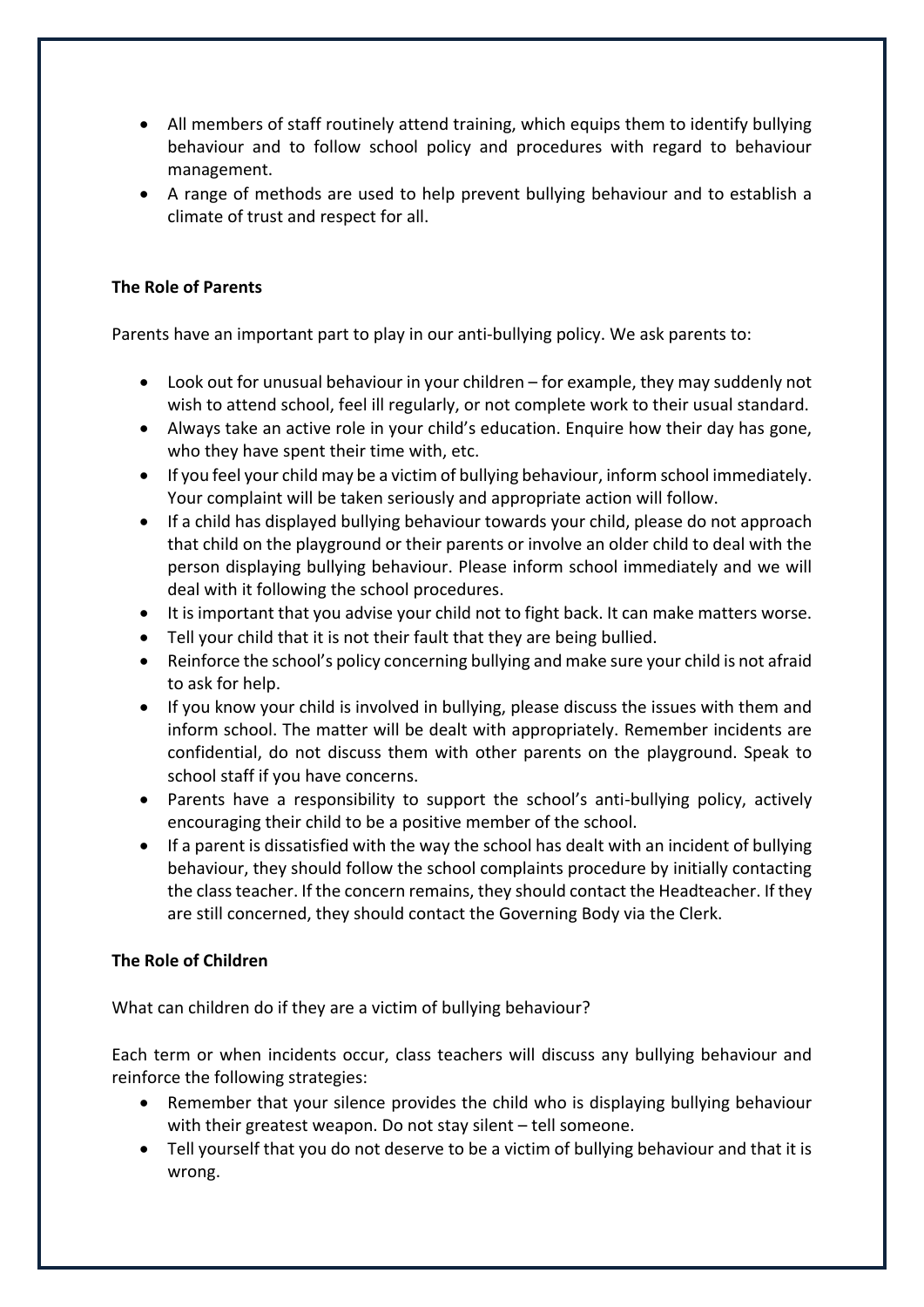- All members of staff routinely attend training, which equips them to identify bullying behaviour and to follow school policy and procedures with regard to behaviour management.
- A range of methods are used to help prevent bullying behaviour and to establish a climate of trust and respect for all.

**The Role of Parents**

Parents have an important part to play in our anti-bullying policy. We ask parents to:

- Look out for unusual behaviour in your children – for example, they may suddenly not wish to attend school, feel ill regularly, or not complete work to their usual standard.
- Always take an active role in your child's education. Enquire how their day has gone, who they have spent their time with, etc.
- If you feel your child may be a victim of bullying behaviour, inform school immediately. Your complaint will be taken seriously and appropriate action will follow.
- If a child has displayed bullying behaviour towards your child, please do not approach that child on the playground or their parents or involve an older child to deal with the person displaying bullying behaviour. Please inform school immediately and we will deal with it following the school procedures.
- It is important that you advise your child not to fight back. It can make matters worse.
- Tell your child that it is not their fault that they are being bullied.
- Reinforce the school's policy concerning bullying and make sure your child is not afraid to ask for help.
- If you know your child is involved in bullying, please discuss the issues with them and inform school. The matter will be dealt with appropriately. Remember incidents are confidential, do not discuss them with other parents on the playground. Speak to school staff if you have concerns.
- Parents have a responsibility to support the school's anti-bullying policy, actively encouraging their child to be a positive member of the school.
- If a parent is dissatisfied with the way the school has dealt with an incident of bullying behaviour, they should follow the school complaints procedure by initially contacting the class teacher. If the concern remains, they should contact the Headteacher. If they are still concerned, they should contact the Governing Body via the Clerk.

**The Role of Children**

What can children do if they are a victim of bullying behaviour?

Each term or when incidents occur, class teachers will discuss any bullying behaviour and reinforce the following strategies:

- Remember that your silence provides the child who is displaying bullying behaviour with their greatest weapon. Do not stay silent – tell someone.
- Tell yourself that you do not deserve to be a victim of bullying behaviour and that it is wrong.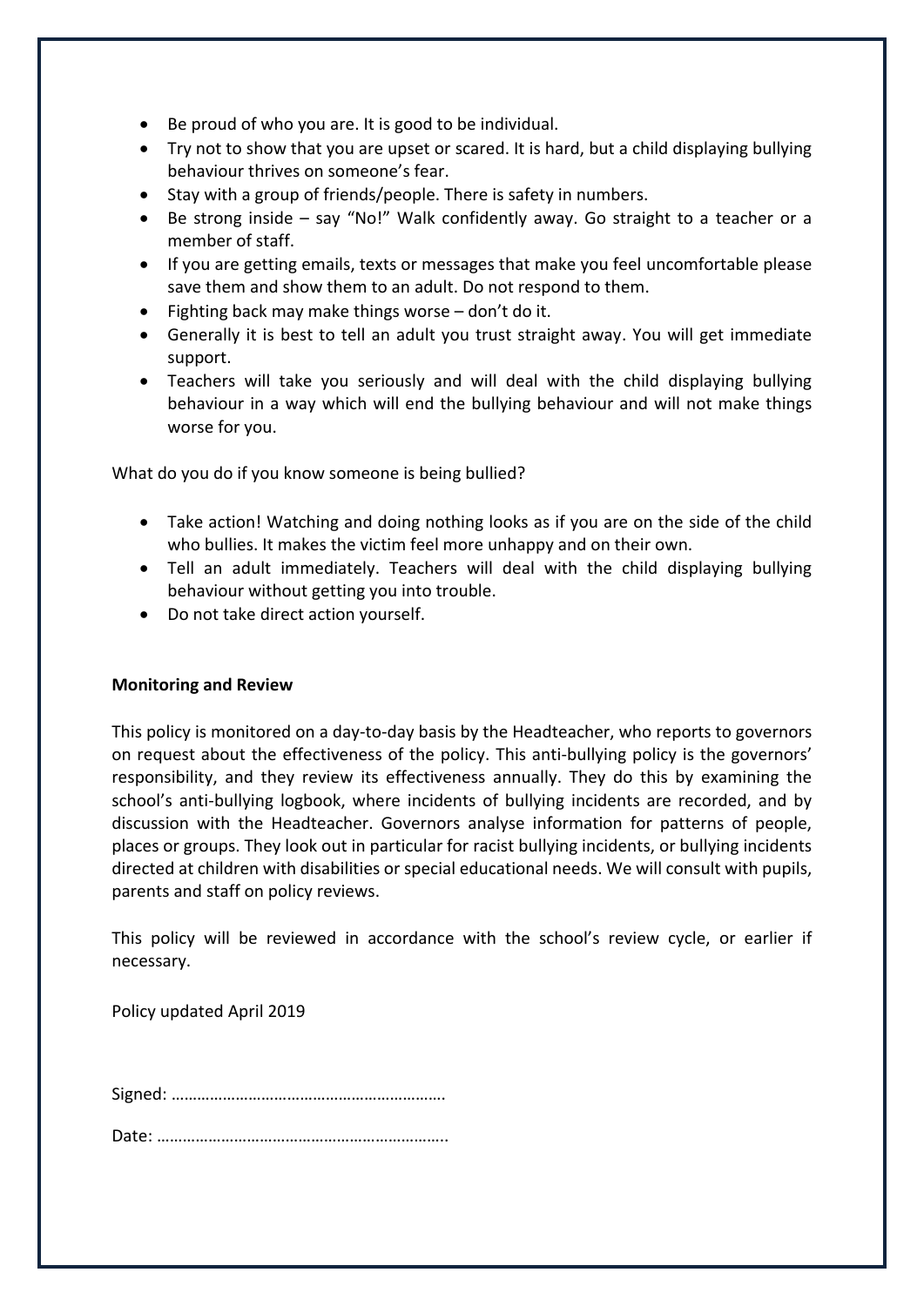- Be proud of who you are. It is good to be individual.
- Try not to show that you are upset or scared. It is hard, but a child displaying bullying behaviour thrives on someone's fear.
- Stay with a group of friends/people. There is safety in numbers.
- Be strong inside – say "No!" Walk confidently away. Go straight to a teacher or a member of staff.
- If you are getting emails, texts or messages that make you feel uncomfortable please save them and show them to an adult. Do not respond to them.
- Fighting back may make things worse – don't do it.
- Generally it is best to tell an adult you trust straight away. You will get immediate support.
- Teachers will take you seriously and will deal with the child displaying bullying behaviour in a way which will end the bullying behaviour and will not make things worse for you.

What do you do if you know someone is being bullied?

- Take action! Watching and doing nothing looks as if you are on the side of the child who bullies. It makes the victim feel more unhappy and on their own.
- Tell an adult immediately. Teachers will deal with the child displaying bullying behaviour without getting you into trouble.
- Do not take direct action yourself.

**Monitoring and Review**

This policy is monitored on a day-to-day basis by the Headteacher, who reports to governors on request about the effectiveness of the policy. This anti-bullying policy is the governors' responsibility, and they review its effectiveness annually. They do this by examining the school's anti-bullying logbook, where incidents of bullying incidents are recorded, and by discussion with the Headteacher. Governors analyse information for patterns of people, places or groups. They look out in particular for racist bullying incidents, or bullying incidents directed at children with disabilities or special educational needs. We will consult with pupils, parents and staff on policy reviews.

This policy will be reviewed in accordance with the school's review cycle, or earlier if necessary.

Policy updated April 2019

Signed: ……………………………………………………….

Date: …………………………………………………………..